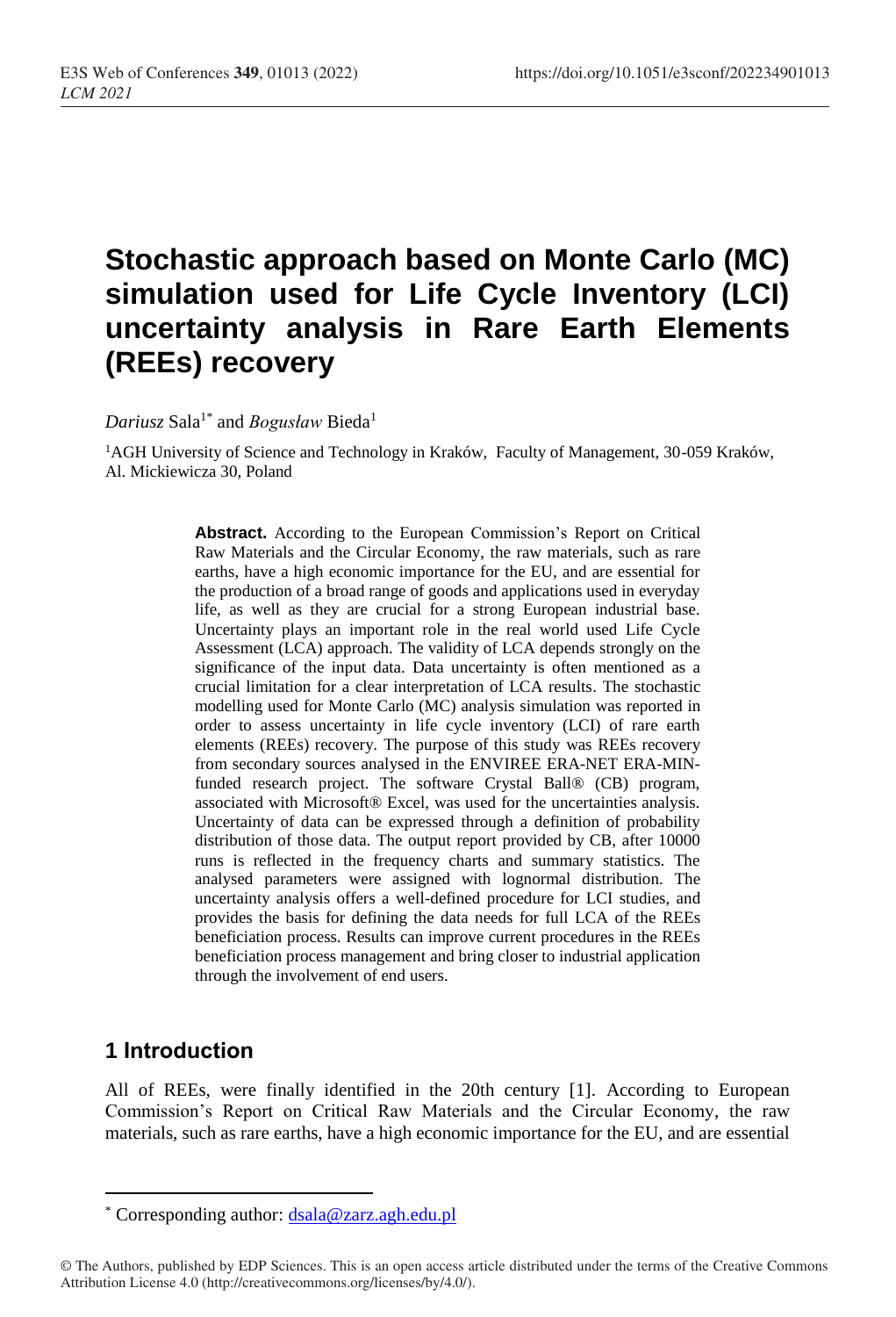# Stochastic approach based on Monte Carlo (MC) simulation used for Life Cycle Inventory (LCI) uncertainty analysis in Rare Earth Elements (REEs) recovery

*Dariusz* Sala[1*] and *Bogusław* Bieda[1]

[1]AGH University of Science and Technology in Kraków, Faculty of Management, 30-059 Kraków, Al. Mickiewicza 30, Poland

**Abstract.** According to the European Commission's Report on Critical Raw Materials and the Circular Economy, the raw materials, such as rare earths, have a high economic importance for the EU, and are essential for the production of a broad range of goods and applications used in everyday life, as well as they are crucial for a strong European industrial base. Uncertainty plays an important role in the real world used Life Cycle Assessment (LCA) approach. The validity of LCA depends strongly on the significance of the input data. Data uncertainty is often mentioned as a crucial limitation for a clear interpretation of LCA results. The stochastic modelling used for Monte Carlo (MC) analysis simulation was reported in order to assess uncertainty in life cycle inventory (LCI) of rare earth elements (REEs) recovery. The purpose of this study was REEs recovery from secondary sources analysed in the ENVIREE ERA-NET ERA-MIN-funded research project. The software Crystal Ball® (CB) program, associated with Microsoft® Excel, was used for the uncertainties analysis. Uncertainty of data can be expressed through a definition of probability distribution of those data. The output report provided by CB, after 10000 runs is reflected in the frequency charts and summary statistics. The analysed parameters were assigned with lognormal distribution. The uncertainty analysis offers a well-defined procedure for LCI studies, and provides the basis for defining the data needs for full LCA of the REEs beneficiation process. Results can improve current procedures in the REEs beneficiation process management and bring closer to industrial application through the involvement of end users.

## 1 Introduction

All of REEs, were finally identified in the 20th century [1]. According to European Commission's Report on Critical Raw Materials and the Circular Economy, the raw materials, such as rare earths, have a high economic importance for the EU, and are essential

---

[*] Corresponding author: dsala@zarz.agh.edu.pl

© The Authors, published by EDP Sciences. This is an open access article distributed under the terms of the Creative Commons Attribution License 4.0 (http://creativecommons.org/licenses/by/4.0/).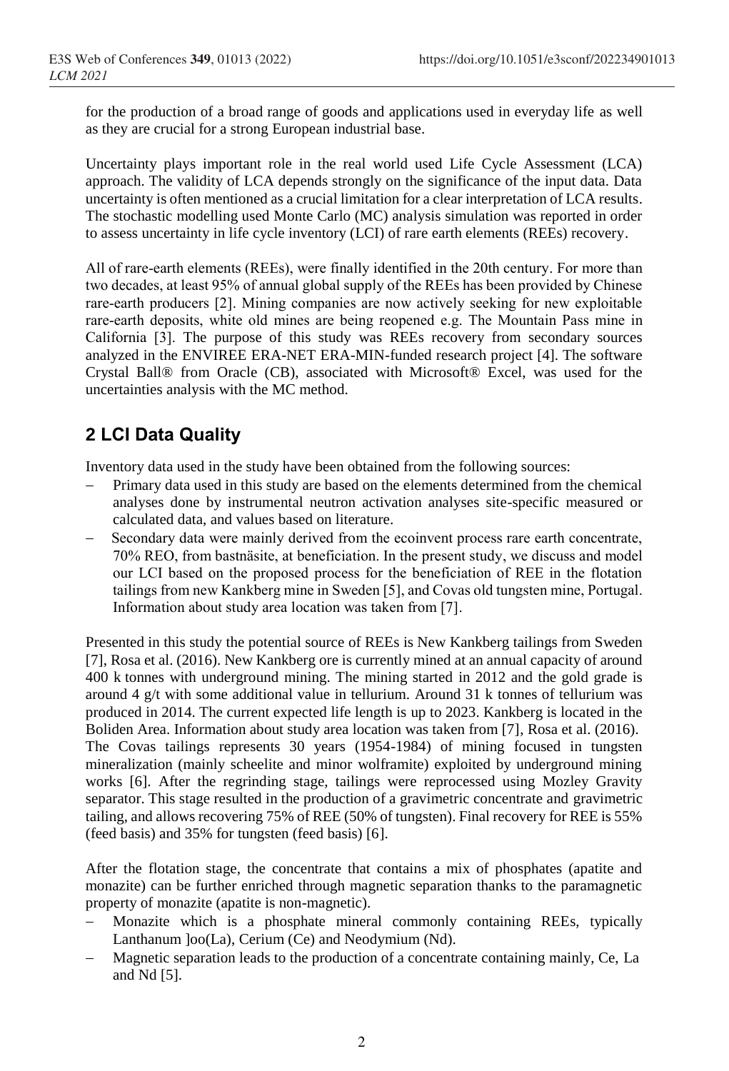for the production of a broad range of goods and applications used in everyday life as well as they are crucial for a strong European industrial base.

Uncertainty plays important role in the real world used Life Cycle Assessment (LCA) approach. The validity of LCA depends strongly on the significance of the input data. Data uncertainty is often mentioned as a crucial limitation for a clear interpretation of LCA results. The stochastic modelling used Monte Carlo (MC) analysis simulation was reported in order to assess uncertainty in life cycle inventory (LCI) of rare earth elements (REEs) recovery.

All of rare-earth elements (REEs), were finally identified in the 20th century. For more than two decades, at least 95% of annual global supply of the REEs has been provided by Chinese rare-earth producers [2]. Mining companies are now actively seeking for new exploitable rare-earth deposits, white old mines are being reopened e.g. The Mountain Pass mine in California [3]. The purpose of this study was REEs recovery from secondary sources analyzed in the ENVIREE ERA-NET ERA-MIN-funded research project [4]. The software Crystal Ball® from Oracle (CB), associated with Microsoft® Excel, was used for the uncertainties analysis with the MC method.

## 2 LCI Data Quality

Inventory data used in the study have been obtained from the following sources:

- Primary data used in this study are based on the elements determined from the chemical analyses done by instrumental neutron activation analyses site-specific measured or calculated data, and values based on literature.
- Secondary data were mainly derived from the ecoinvent process rare earth concentrate, 70% REO, from bastnäsite, at beneficiation. In the present study, we discuss and model our LCI based on the proposed process for the beneficiation of REE in the flotation tailings from new Kankberg mine in Sweden [5], and Covas old tungsten mine, Portugal. Information about study area location was taken from [7].

Presented in this study the potential source of REEs is New Kankberg tailings from Sweden [7], Rosa et al. (2016). New Kankberg ore is currently mined at an annual capacity of around 400 k tonnes with underground mining. The mining started in 2012 and the gold grade is around 4 g/t with some additional value in tellurium. Around 31 k tonnes of tellurium was produced in 2014. The current expected life length is up to 2023. Kankberg is located in the Boliden Area. Information about study area location was taken from [7], Rosa et al. (2016). The Covas tailings represents 30 years (1954-1984) of mining focused in tungsten mineralization (mainly scheelite and minor wolframite) exploited by underground mining works [6]. After the regrinding stage, tailings were reprocessed using Mozley Gravity separator. This stage resulted in the production of a gravimetric concentrate and gravimetric tailing, and allows recovering 75% of REE (50% of tungsten). Final recovery for REE is 55% (feed basis) and 35% for tungsten (feed basis) [6].

After the flotation stage, the concentrate that contains a mix of phosphates (apatite and monazite) can be further enriched through magnetic separation thanks to the paramagnetic property of monazite (apatite is non-magnetic).

- Monazite which is a phosphate mineral commonly containing REEs, typically Lanthanum ]oo(La), Cerium (Ce) and Neodymium (Nd).
- Magnetic separation leads to the production of a concentrate containing mainly, Ce, La and Nd [5].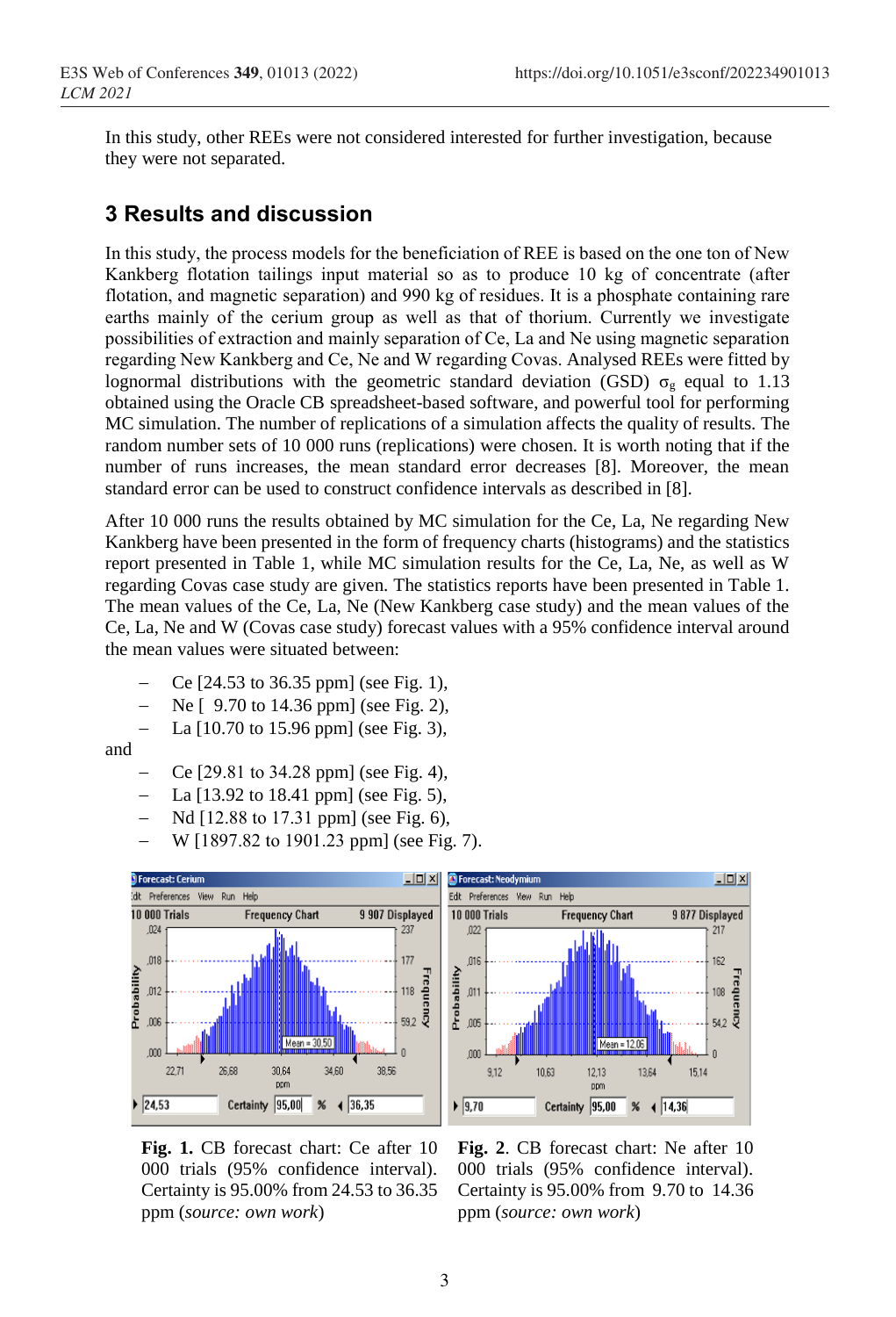In this study, other REEs were not considered interested for further investigation, because they were not separated.

## 3 Results and discussion

In this study, the process models for the beneficiation of REE is based on the one ton of New Kankberg flotation tailings input material so as to produce 10 kg of concentrate (after flotation, and magnetic separation) and 990 kg of residues. It is a phosphate containing rare earths mainly of the cerium group as well as that of thorium. Currently we investigate possibilities of extraction and mainly separation of Ce, La and Ne using magnetic separation regarding New Kankberg and Ce, Ne and W regarding Covas. Analysed REEs were fitted by lognormal distributions with the geometric standard deviation (GSD) $\sigma_g$ equal to 1.13 obtained using the Oracle CB spreadsheet-based software, and powerful tool for performing MC simulation. The number of replications of a simulation affects the quality of results. The random number sets of 10 000 runs (replications) were chosen. It is worth noting that if the number of runs increases, the mean standard error decreases [8]. Moreover, the mean standard error can be used to construct confidence intervals as described in [8].

After 10 000 runs the results obtained by MC simulation for the Ce, La, Ne regarding New Kankberg have been presented in the form of frequency charts (histograms) and the statistics report presented in Table 1, while MC simulation results for the Ce, La, Ne, as well as W regarding Covas case study are given. The statistics reports have been presented in Table 1. The mean values of the Ce, La, Ne (New Kankberg case study) and the mean values of the Ce, La, Ne and W (Covas case study) forecast values with a 95% confidence interval around the mean values were situated between:

- Ce [24.53 to 36.35 ppm] (see Fig. 1),
- Ne [ 9.70 to 14.36 ppm] (see Fig. 2),
- La [10.70 to 15.96 ppm] (see Fig. 3),

and

- Ce [29.81 to 34.28 ppm] (see Fig. 4),
- La [13.92 to 18.41 ppm] (see Fig. 5),
- Nd [12.88 to 17.31 ppm] (see Fig. 6),
- W [1897.82 to 1901.23 ppm] (see Fig. 7).

**Fig. 1.** CB forecast chart: Ce after 10 000 trials (95% confidence interval). Certainty is 95.00% from 24.53 to 36.35 ppm (*source: own work*)

**Fig. 2**. CB forecast chart: Ne after 10 000 trials (95% confidence interval). Certainty is 95.00% from 9.70 to 14.36 ppm (*source: own work*)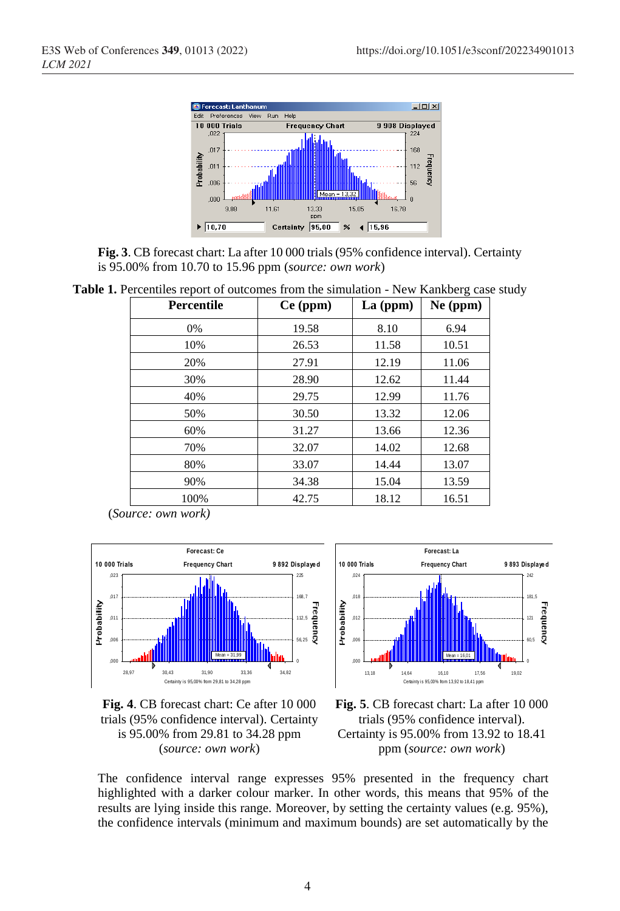**Fig. 3**. CB forecast chart: La after 10 000 trials (95% confidence interval). Certainty is 95.00% from 10.70 to 15.96 ppm (*source: own work*)

**Table 1.** Percentiles report of outcomes from the simulation - New Kankberg case study

| Percentile | Ce (ppm) | La (ppm) | Ne (ppm) |
|---|---|---|---|
| 0% | 19.58 | 8.10 | 6.94 |
| 10% | 26.53 | 11.58 | 10.51 |
| 20% | 27.91 | 12.19 | 11.06 |
| 30% | 28.90 | 12.62 | 11.44 |
| 40% | 29.75 | 12.99 | 11.76 |
| 50% | 30.50 | 13.32 | 12.06 |
| 60% | 31.27 | 13.66 | 12.36 |
| 70% | 32.07 | 14.02 | 12.68 |
| 80% | 33.07 | 14.44 | 13.07 |
| 90% | 34.38 | 15.04 | 13.59 |
| 100% | 42.75 | 18.12 | 16.51 |

(*Source: own work*)

**Fig. 4**. CB forecast chart: Ce after 10 000 trials (95% confidence interval). Certainty is 95.00% from 29.81 to 34.28 ppm (*source: own work*)

**Fig. 5**. CB forecast chart: La after 10 000 trials (95% confidence interval). Certainty is 95.00% from 13.92 to 18.41 ppm (*source: own work*)

The confidence interval range expresses 95% presented in the frequency chart highlighted with a darker colour marker. In other words, this means that 95% of the results are lying inside this range. Moreover, by setting the certainty values (e.g. 95%), the confidence intervals (minimum and maximum bounds) are set automatically by the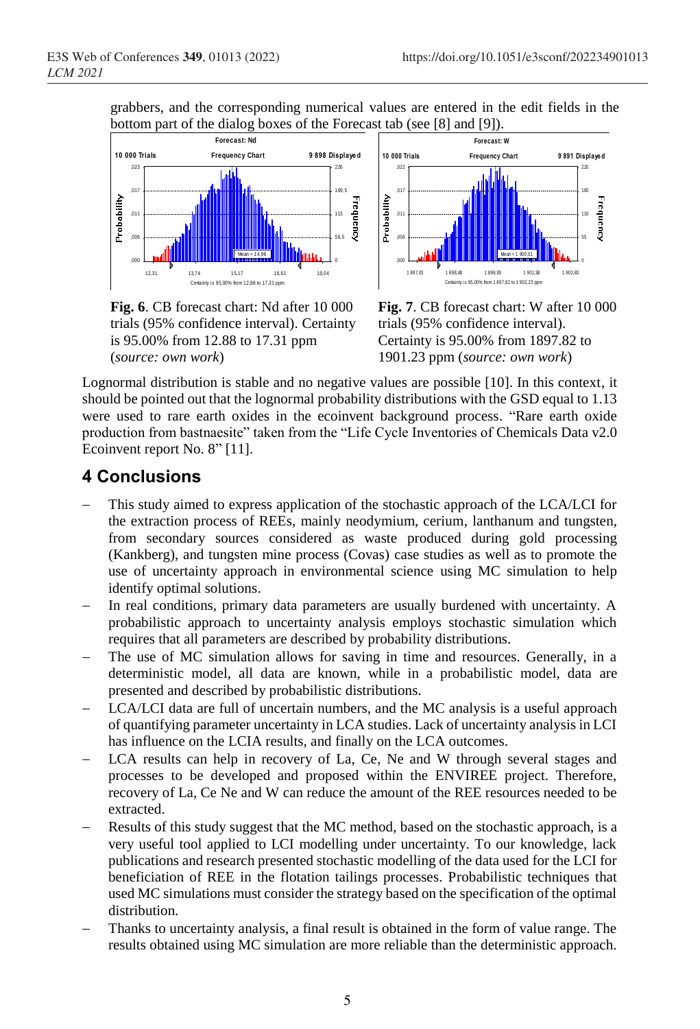grabbers, and the corresponding numerical values are entered in the edit fields in the bottom part of the dialog boxes of the Forecast tab (see [8] and [9]).

**Fig. 6**. CB forecast chart: Nd after 10 000 trials (95% confidence interval). Certainty is 95.00% from 12.88 to 17.31 ppm (*source: own work*)

**Fig. 7**. CB forecast chart: W after 10 000 trials (95% confidence interval). Certainty is 95.00% from 1897.82 to 1901.23 ppm (*source: own work*)

Lognormal distribution is stable and no negative values are possible [10]. In this context, it should be pointed out that the lognormal probability distributions with the GSD equal to 1.13 were used to rare earth oxides in the ecoinvent background process. "Rare earth oxide production from bastnaesite" taken from the "Life Cycle Inventories of Chemicals Data v2.0 Ecoinvent report No. 8" [11].

## 4 Conclusions

- This study aimed to express application of the stochastic approach of the LCA/LCI for the extraction process of REEs, mainly neodymium, cerium, lanthanum and tungsten, from secondary sources considered as waste produced during gold processing (Kankberg), and tungsten mine process (Covas) case studies as well as to promote the use of uncertainty approach in environmental science using MC simulation to help identify optimal solutions.
- In real conditions, primary data parameters are usually burdened with uncertainty. A probabilistic approach to uncertainty analysis employs stochastic simulation which requires that all parameters are described by probability distributions.
- The use of MC simulation allows for saving in time and resources. Generally, in a deterministic model, all data are known, while in a probabilistic model, data are presented and described by probabilistic distributions.
- LCA/LCI data are full of uncertain numbers, and the MC analysis is a useful approach of quantifying parameter uncertainty in LCA studies. Lack of uncertainty analysis in LCI has influence on the LCIA results, and finally on the LCA outcomes.
- LCA results can help in recovery of La, Ce, Ne and W through several stages and processes to be developed and proposed within the ENVIREE project. Therefore, recovery of La, Ce Ne and W can reduce the amount of the REE resources needed to be extracted.
- Results of this study suggest that the MC method, based on the stochastic approach, is a very useful tool applied to LCI modelling under uncertainty. To our knowledge, lack publications and research presented stochastic modelling of the data used for the LCI for beneficiation of REE in the flotation tailings processes. Probabilistic techniques that used MC simulations must consider the strategy based on the specification of the optimal distribution.
- Thanks to uncertainty analysis, a final result is obtained in the form of value range. The results obtained using MC simulation are more reliable than the deterministic approach.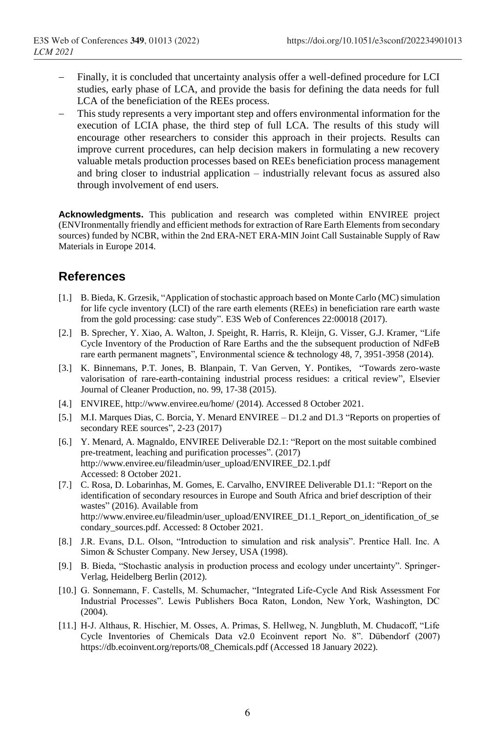- Finally, it is concluded that uncertainty analysis offer a well-defined procedure for LCI studies, early phase of LCA, and provide the basis for defining the data needs for full LCA of the beneficiation of the REEs process.
- This study represents a very important step and offers environmental information for the execution of LCIA phase, the third step of full LCA. The results of this study will encourage other researchers to consider this approach in their projects. Results can improve current procedures, can help decision makers in formulating a new recovery valuable metals production processes based on REEs beneficiation process management and bring closer to industrial application – industrially relevant focus as assured also through involvement of end users.

**Acknowledgments.** This publication and research was completed within ENVIREE project (ENVIronmentally friendly and efficient methods for extraction of Rare Earth Elements from secondary sources) funded by NCBR, within the 2nd ERA-NET ERA-MIN Joint Call Sustainable Supply of Raw Materials in Europe 2014.

## References

[1.] B. Bieda, K. Grzesik, "Application of stochastic approach based on Monte Carlo (MC) simulation for life cycle inventory (LCI) of the rare earth elements (REEs) in beneficiation rare earth waste from the gold processing: case study". E3S Web of Conferences 22:00018 (2017).

[2.] B. Sprecher, Y. Xiao, A. Walton, J. Speight, R. Harris, R. Kleijn, G. Visser, G.J. Kramer, "Life Cycle Inventory of the Production of Rare Earths and the the subsequent production of NdFeB rare earth permanent magnets", Environmental science & technology 48, 7, 3951-3958 (2014).

[3.] K. Binnemans, P.T. Jones, B. Blanpain, T. Van Gerven, Y. Pontikes, "Towards zero-waste valorisation of rare-earth-containing industrial process residues: a critical review", Elsevier Journal of Cleaner Production, no. 99, 17-38 (2015).

[4.] ENVIREE, http://www.enviree.eu/home/ (2014). Accessed 8 October 2021.

[5.] M.I. Marques Dias, C. Borcia, Y. Menard ENVIREE – D1.2 and D1.3 "Reports on properties of secondary REE sources", 2-23 (2017)

[6.] Y. Menard, A. Magnaldo, ENVIREE Deliverable D2.1: "Report on the most suitable combined pre-treatment, leaching and purification processes". (2017) http://www.enviree.eu/fileadmin/user_upload/ENVIREE_D2.1.pdf Accessed: 8 October 2021.

[7.] C. Rosa, D. Lobarinhas, M. Gomes, E. Carvalho, ENVIREE Deliverable D1.1: "Report on the identification of secondary resources in Europe and South Africa and brief description of their wastes" (2016). Available from http://www.enviree.eu/fileadmin/user_upload/ENVIREE_D1.1_Report_on_identification_of_secondary_sources.pdf. Accessed: 8 October 2021.

[8.] J.R. Evans, D.L. Olson, "Introduction to simulation and risk analysis". Prentice Hall. Inc. A Simon & Schuster Company. New Jersey, USA (1998).

[9.] B. Bieda, "Stochastic analysis in production process and ecology under uncertainty". Springer-Verlag, Heidelberg Berlin (2012).

[10.] G. Sonnemann, F. Castells, M. Schumacher, "Integrated Life-Cycle And Risk Assessment For Industrial Processes". Lewis Publishers Boca Raton, London, New York, Washington, DC (2004).

[11.] H-J. Althaus, R. Hischier, M. Osses, A. Primas, S. Hellweg, N. Jungbluth, M. Chudacoff, "Life Cycle Inventories of Chemicals Data v2.0 Ecoinvent report No. 8". Dübendorf (2007) https://db.ecoinvent.org/reports/08_Chemicals.pdf (Accessed 18 January 2022).